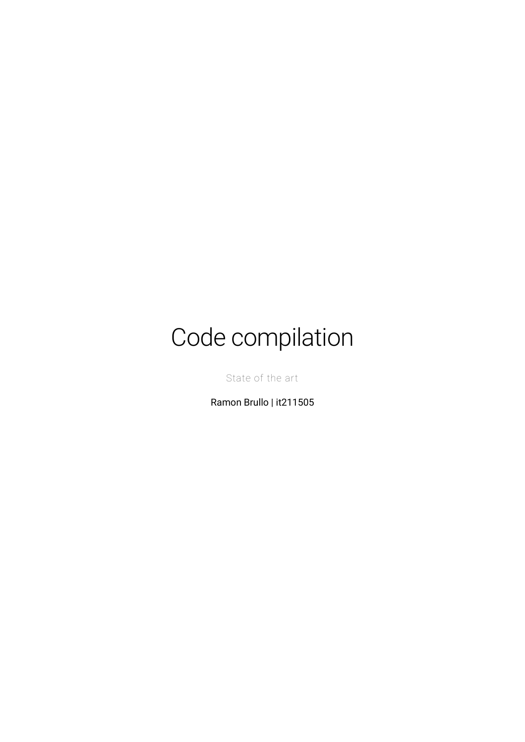# Code compilation

State of the art

Ramon Brullo | it211505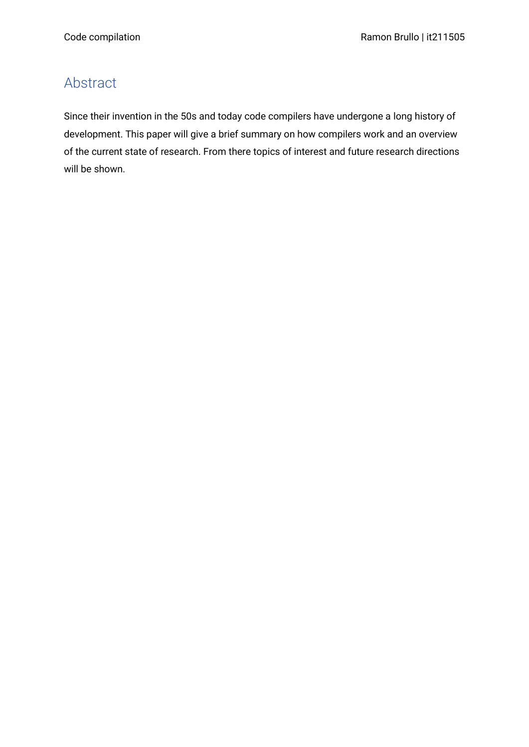## Abstract

Since their invention in the 50s and today code compilers have undergone a long history of development. This paper will give a brief summary on how compilers work and an overview of the current state of research. From there topics of interest and future research directions will be shown.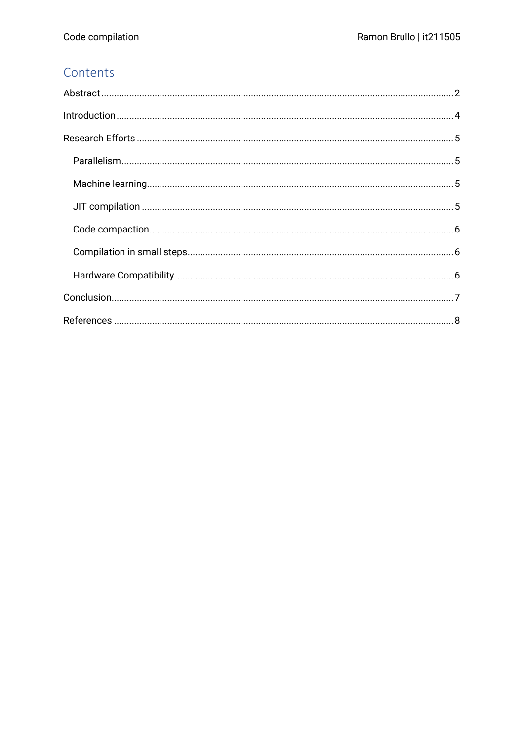# Contents

Abstract ........................................................................ 2

Introduction ........................................................................ 4

Research Efforts ........................................................................ 5

- Parallelism ........................................................................ 5
- Machine learning ........................................................................ 5
- JIT compilation ........................................................................ 5
- Code compaction ........................................................................ 6
- Compilation in small steps ........................................................................ 6
- Hardware Compatibility ........................................................................ 6

Conclusion ........................................................................ 7

References ........................................................................ 8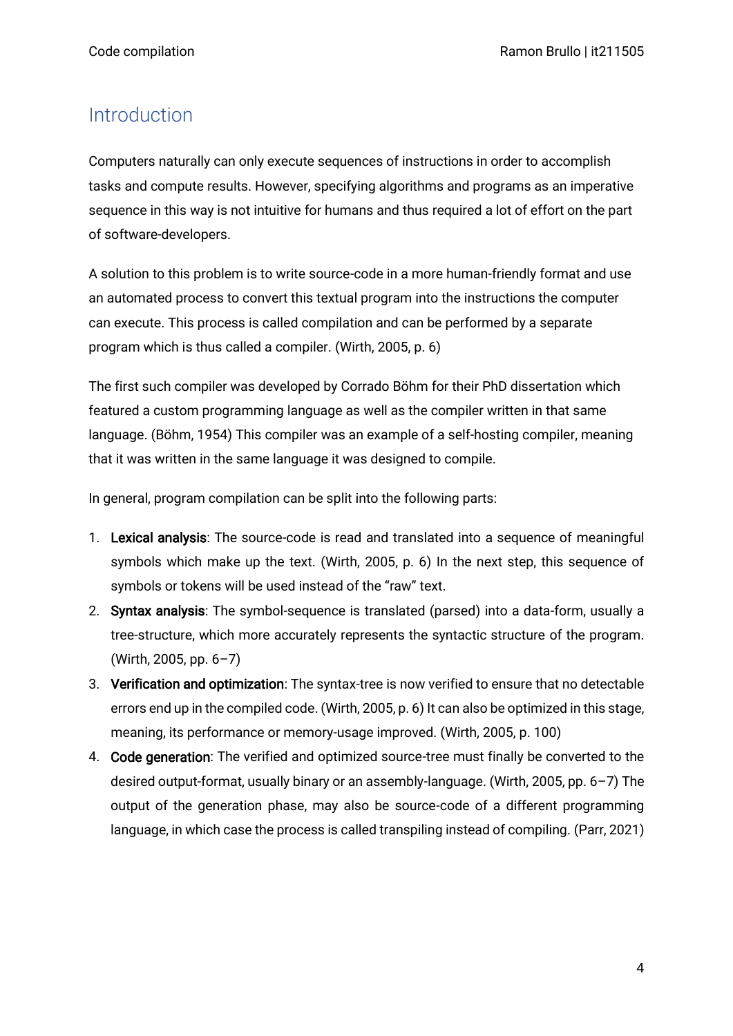# Introduction

Computers naturally can only execute sequences of instructions in order to accomplish tasks and compute results. However, specifying algorithms and programs as an imperative sequence in this way is not intuitive for humans and thus required a lot of effort on the part of software-developers.

A solution to this problem is to write source-code in a more human-friendly format and use an automated process to convert this textual program into the instructions the computer can execute. This process is called compilation and can be performed by a separate program which is thus called a compiler. (Wirth, 2005, p. 6)

The first such compiler was developed by Corrado Böhm for their PhD dissertation which featured a custom programming language as well as the compiler written in that same language. (Böhm, 1954) This compiler was an example of a self-hosting compiler, meaning that it was written in the same language it was designed to compile.

In general, program compilation can be split into the following parts:

1. **Lexical analysis**: The source-code is read and translated into a sequence of meaningful symbols which make up the text. (Wirth, 2005, p. 6) In the next step, this sequence of symbols or tokens will be used instead of the "raw" text.
2. **Syntax analysis**: The symbol-sequence is translated (parsed) into a data-form, usually a tree-structure, which more accurately represents the syntactic structure of the program. (Wirth, 2005, pp. 6–7)
3. **Verification and optimization**: The syntax-tree is now verified to ensure that no detectable errors end up in the compiled code. (Wirth, 2005, p. 6) It can also be optimized in this stage, meaning, its performance or memory-usage improved. (Wirth, 2005, p. 100)
4. **Code generation**: The verified and optimized source-tree must finally be converted to the desired output-format, usually binary or an assembly-language. (Wirth, 2005, pp. 6–7) The output of the generation phase, may also be source-code of a different programming language, in which case the process is called transpiling instead of compiling. (Parr, 2021)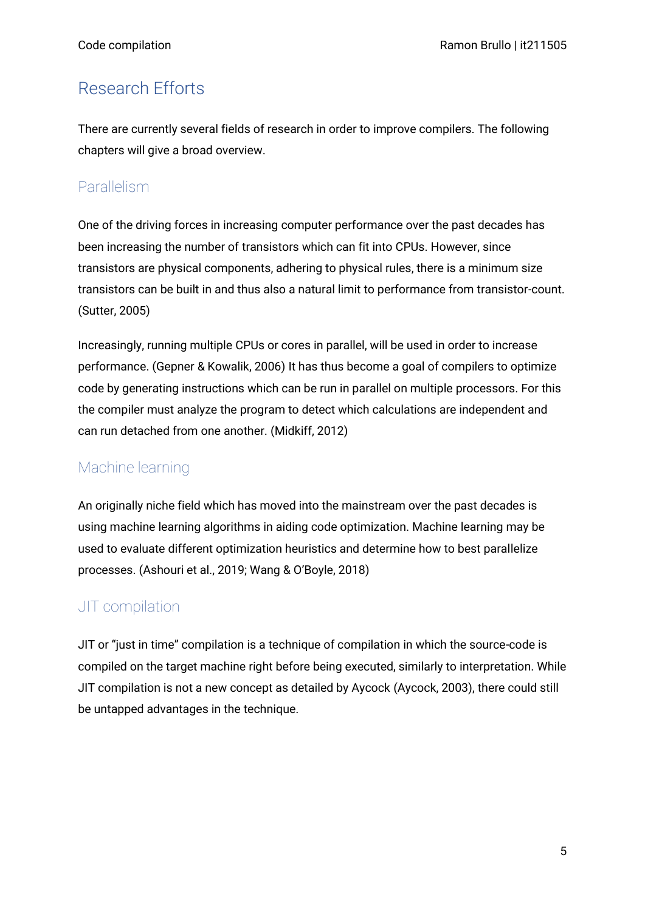# Research Efforts

There are currently several fields of research in order to improve compilers. The following chapters will give a broad overview.

## Parallelism

One of the driving forces in increasing computer performance over the past decades has been increasing the number of transistors which can fit into CPUs. However, since transistors are physical components, adhering to physical rules, there is a minimum size transistors can be built in and thus also a natural limit to performance from transistor-count. (Sutter, 2005)

Increasingly, running multiple CPUs or cores in parallel, will be used in order to increase performance. (Gepner & Kowalik, 2006) It has thus become a goal of compilers to optimize code by generating instructions which can be run in parallel on multiple processors. For this the compiler must analyze the program to detect which calculations are independent and can run detached from one another. (Midkiff, 2012)

## Machine learning

An originally niche field which has moved into the mainstream over the past decades is using machine learning algorithms in aiding code optimization. Machine learning may be used to evaluate different optimization heuristics and determine how to best parallelize processes. (Ashouri et al., 2019; Wang & O'Boyle, 2018)

## JIT compilation

JIT or "just in time" compilation is a technique of compilation in which the source-code is compiled on the target machine right before being executed, similarly to interpretation. While JIT compilation is not a new concept as detailed by Aycock (Aycock, 2003), there could still be untapped advantages in the technique.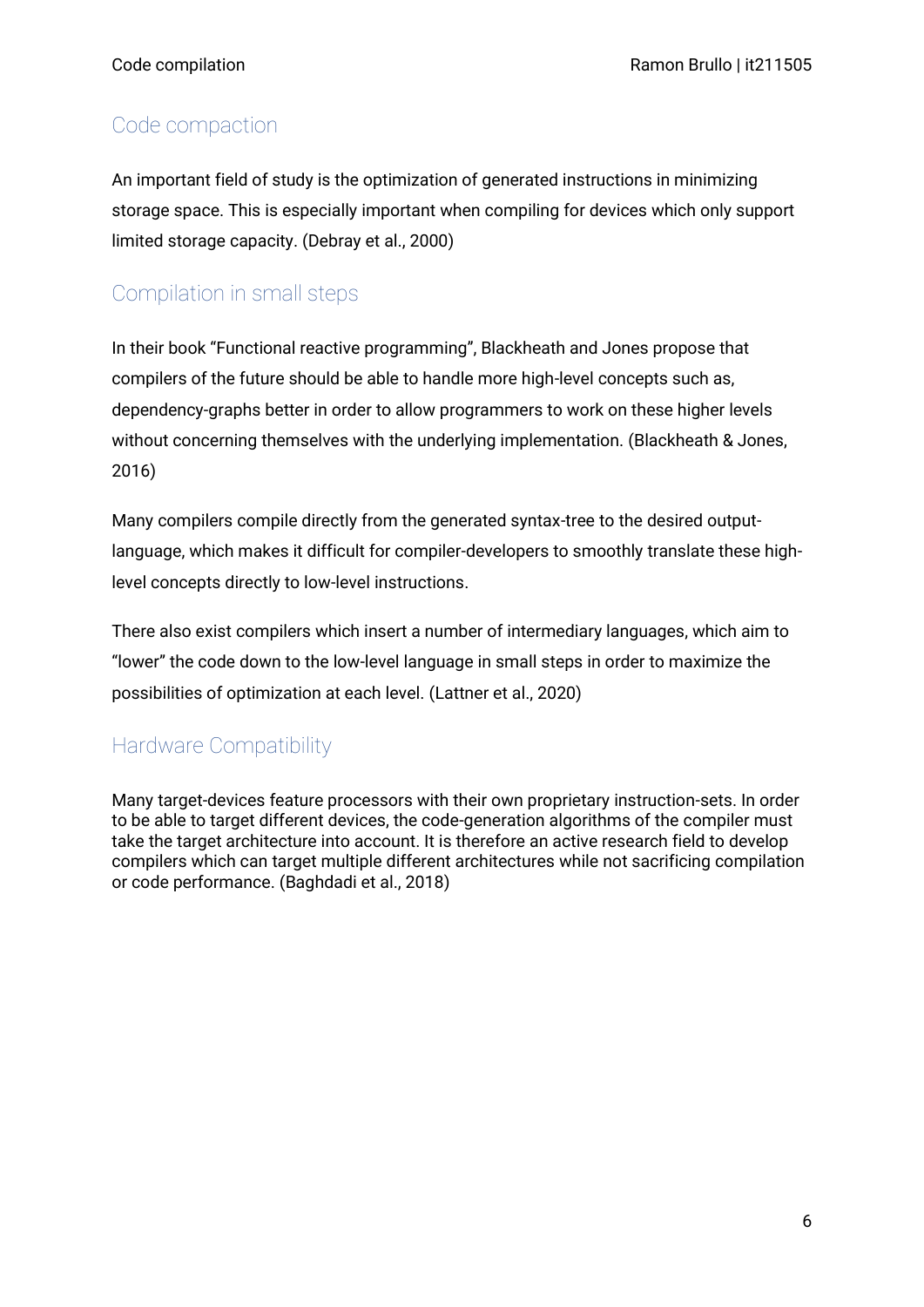## Code compaction

An important field of study is the optimization of generated instructions in minimizing storage space. This is especially important when compiling for devices which only support limited storage capacity. (Debray et al., 2000)

## Compilation in small steps

In their book “Functional reactive programming”, Blackheath and Jones propose that compilers of the future should be able to handle more high-level concepts such as, dependency-graphs better in order to allow programmers to work on these higher levels without concerning themselves with the underlying implementation. (Blackheath & Jones, 2016)

Many compilers compile directly from the generated syntax-tree to the desired output-language, which makes it difficult for compiler-developers to smoothly translate these high-level concepts directly to low-level instructions.

There also exist compilers which insert a number of intermediary languages, which aim to “lower” the code down to the low-level language in small steps in order to maximize the possibilities of optimization at each level. (Lattner et al., 2020)

## Hardware Compatibility

Many target-devices feature processors with their own proprietary instruction-sets. In order to be able to target different devices, the code-generation algorithms of the compiler must take the target architecture into account. It is therefore an active research field to develop compilers which can target multiple different architectures while not sacrificing compilation or code performance. (Baghdadi et al., 2018)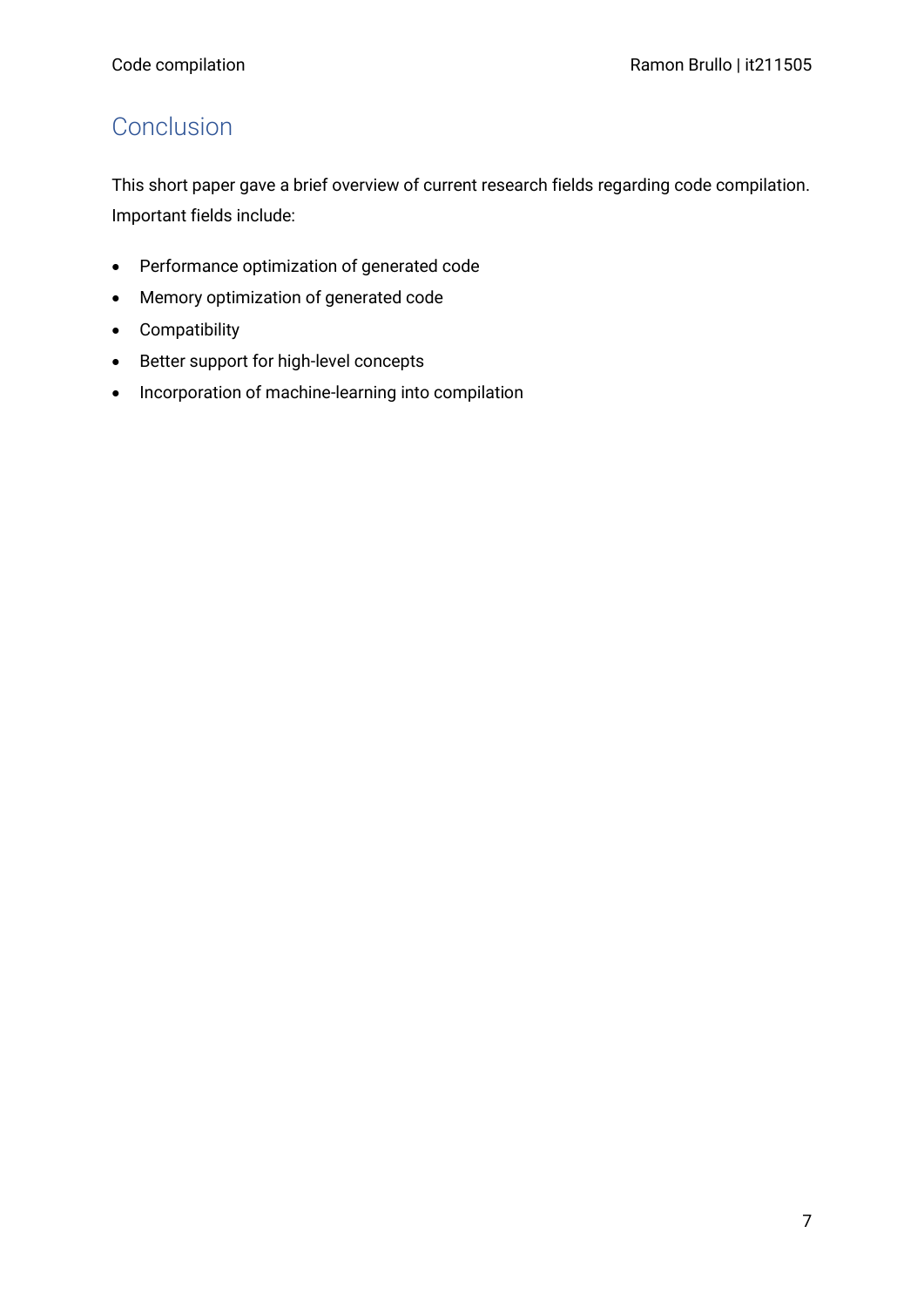# Conclusion

This short paper gave a brief overview of current research fields regarding code compilation. Important fields include:

- Performance optimization of generated code
- Memory optimization of generated code
- Compatibility
- Better support for high-level concepts
- Incorporation of machine-learning into compilation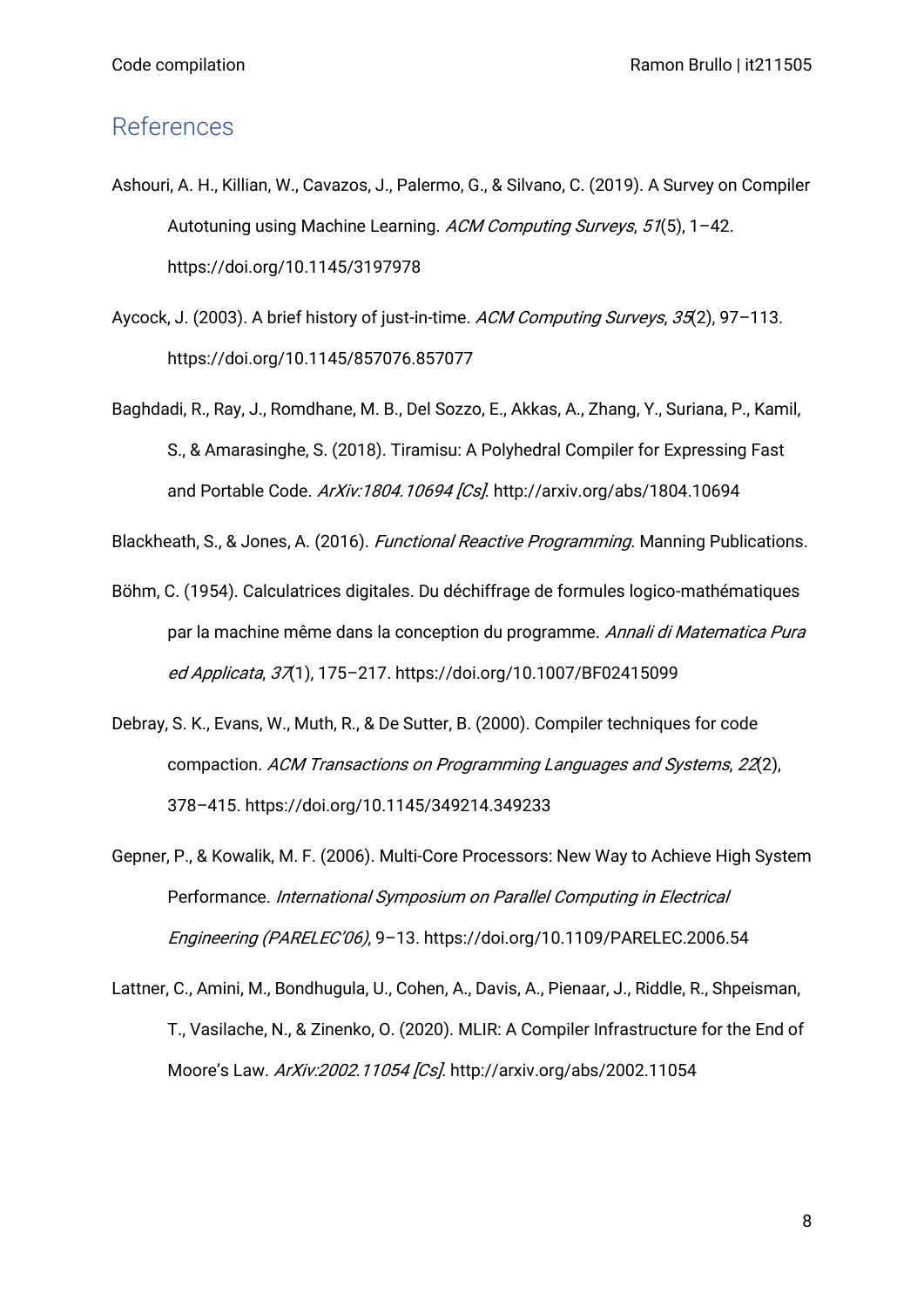## References

Ashouri, A. H., Killian, W., Cavazos, J., Palermo, G., & Silvano, C. (2019). A Survey on Compiler Autotuning using Machine Learning. *ACM Computing Surveys*, *51*(5), 1–42. https://doi.org/10.1145/3197978

Aycock, J. (2003). A brief history of just-in-time. *ACM Computing Surveys*, *35*(2), 97–113. https://doi.org/10.1145/857076.857077

Baghdadi, R., Ray, J., Romdhane, M. B., Del Sozzo, E., Akkas, A., Zhang, Y., Suriana, P., Kamil, S., & Amarasinghe, S. (2018). Tiramisu: A Polyhedral Compiler for Expressing Fast and Portable Code. *ArXiv:1804.10694 [Cs]*. http://arxiv.org/abs/1804.10694

Blackheath, S., & Jones, A. (2016). *Functional Reactive Programming*. Manning Publications.

Böhm, C. (1954). Calculatrices digitales. Du déchiffrage de formules logico-mathématiques par la machine même dans la conception du programme. *Annali di Matematica Pura ed Applicata*, *37*(1), 175–217. https://doi.org/10.1007/BF02415099

Debray, S. K., Evans, W., Muth, R., & De Sutter, B. (2000). Compiler techniques for code compaction. *ACM Transactions on Programming Languages and Systems*, *22*(2), 378–415. https://doi.org/10.1145/349214.349233

Gepner, P., & Kowalik, M. F. (2006). Multi-Core Processors: New Way to Achieve High System Performance. *International Symposium on Parallel Computing in Electrical Engineering (PARELEC'06)*, 9–13. https://doi.org/10.1109/PARELEC.2006.54

Lattner, C., Amini, M., Bondhugula, U., Cohen, A., Davis, A., Pienaar, J., Riddle, R., Shpeisman, T., Vasilache, N., & Zinenko, O. (2020). MLIR: A Compiler Infrastructure for the End of Moore's Law. *ArXiv:2002.11054 [Cs]*. http://arxiv.org/abs/2002.11054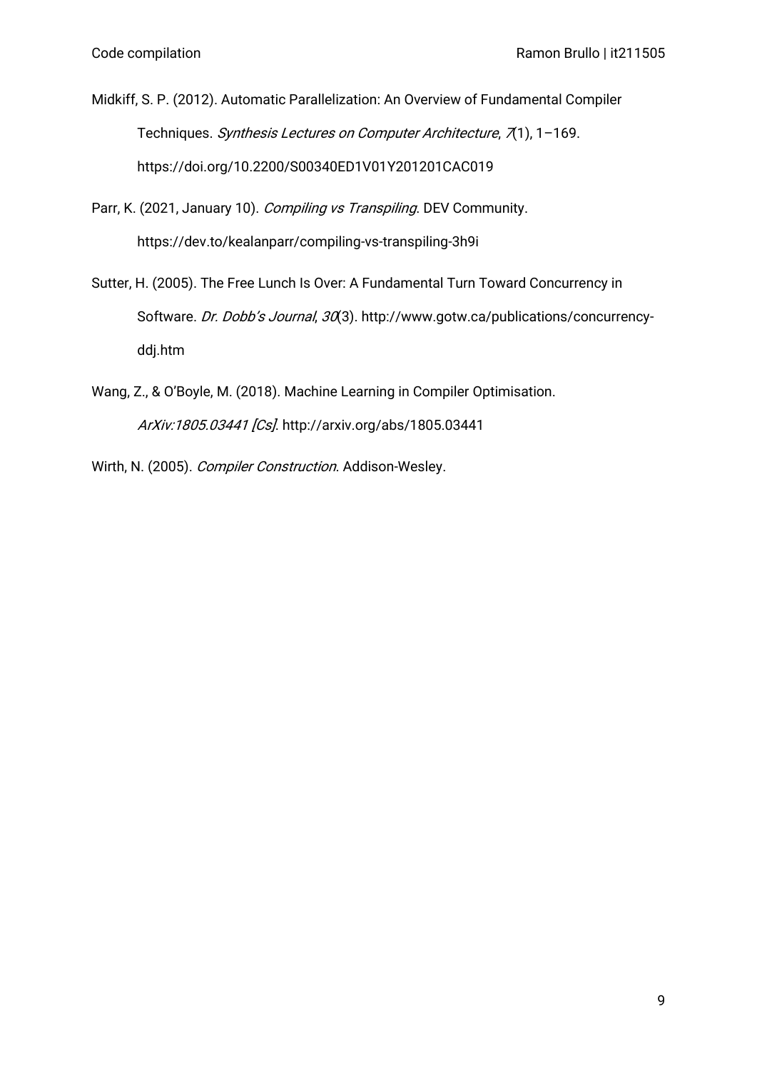Midkiff, S. P. (2012). Automatic Parallelization: An Overview of Fundamental Compiler Techniques. *Synthesis Lectures on Computer Architecture*, *7*(1), 1–169. https://doi.org/10.2200/S00340ED1V01Y201201CAC019

Parr, K. (2021, January 10). *Compiling vs Transpiling*. DEV Community. https://dev.to/kealanparr/compiling-vs-transpiling-3h9i

Sutter, H. (2005). The Free Lunch Is Over: A Fundamental Turn Toward Concurrency in Software. *Dr. Dobb's Journal*, *30*(3). http://www.gotw.ca/publications/concurrency-ddj.htm

Wang, Z., & O'Boyle, M. (2018). Machine Learning in Compiler Optimisation. *ArXiv:1805.03441 [Cs]*. http://arxiv.org/abs/1805.03441

Wirth, N. (2005). *Compiler Construction*. Addison-Wesley.